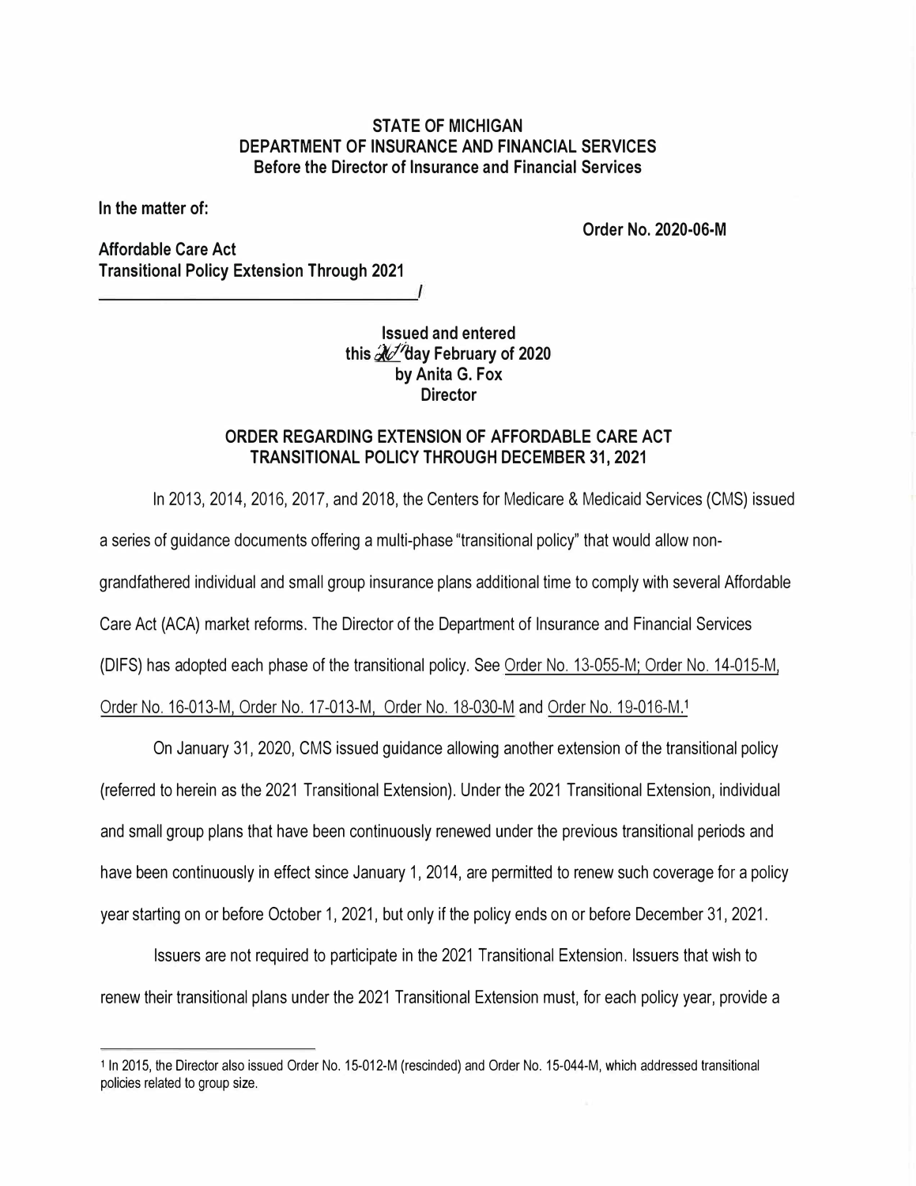**STATE OF MICHIGAN**
**DEPARTMENT OF INSURANCE AND FINANCIAL SERVICES**
**Before the Director of Insurance and Financial Services**

**In the matter of:**

**Order No. 2020-06-M**

**Affordable Care Act**
**Transitional Policy Extension Through 2021**
______________________________________/

**Issued and entered**
**this 20th day February of 2020**
**by Anita G. Fox**
**Director**

## ORDER REGARDING EXTENSION OF AFFORDABLE CARE ACT TRANSITIONAL POLICY THROUGH DECEMBER 31, 2021

In 2013, 2014, 2016, 2017, and 2018, the Centers for Medicare & Medicaid Services (CMS) issued a series of guidance documents offering a multi-phase "transitional policy" that would allow non-grandfathered individual and small group insurance plans additional time to comply with several Affordable Care Act (ACA) market reforms. The Director of the Department of Insurance and Financial Services (DIFS) has adopted each phase of the transitional policy. See Order No. 13-055-M; Order No. 14-015-M, Order No. 16-013-M, Order No. 17-013-M, Order No. 18-030-M and Order No. 19-016-M.[1]

On January 31, 2020, CMS issued guidance allowing another extension of the transitional policy (referred to herein as the 2021 Transitional Extension). Under the 2021 Transitional Extension, individual and small group plans that have been continuously renewed under the previous transitional periods and have been continuously in effect since January 1, 2014, are permitted to renew such coverage for a policy year starting on or before October 1, 2021, but only if the policy ends on or before December 31, 2021.

Issuers are not required to participate in the 2021 Transitional Extension. Issuers that wish to renew their transitional plans under the 2021 Transitional Extension must, for each policy year, provide a

---

[1] In 2015, the Director also issued Order No. 15-012-M (rescinded) and Order No. 15-044-M, which addressed transitional policies related to group size.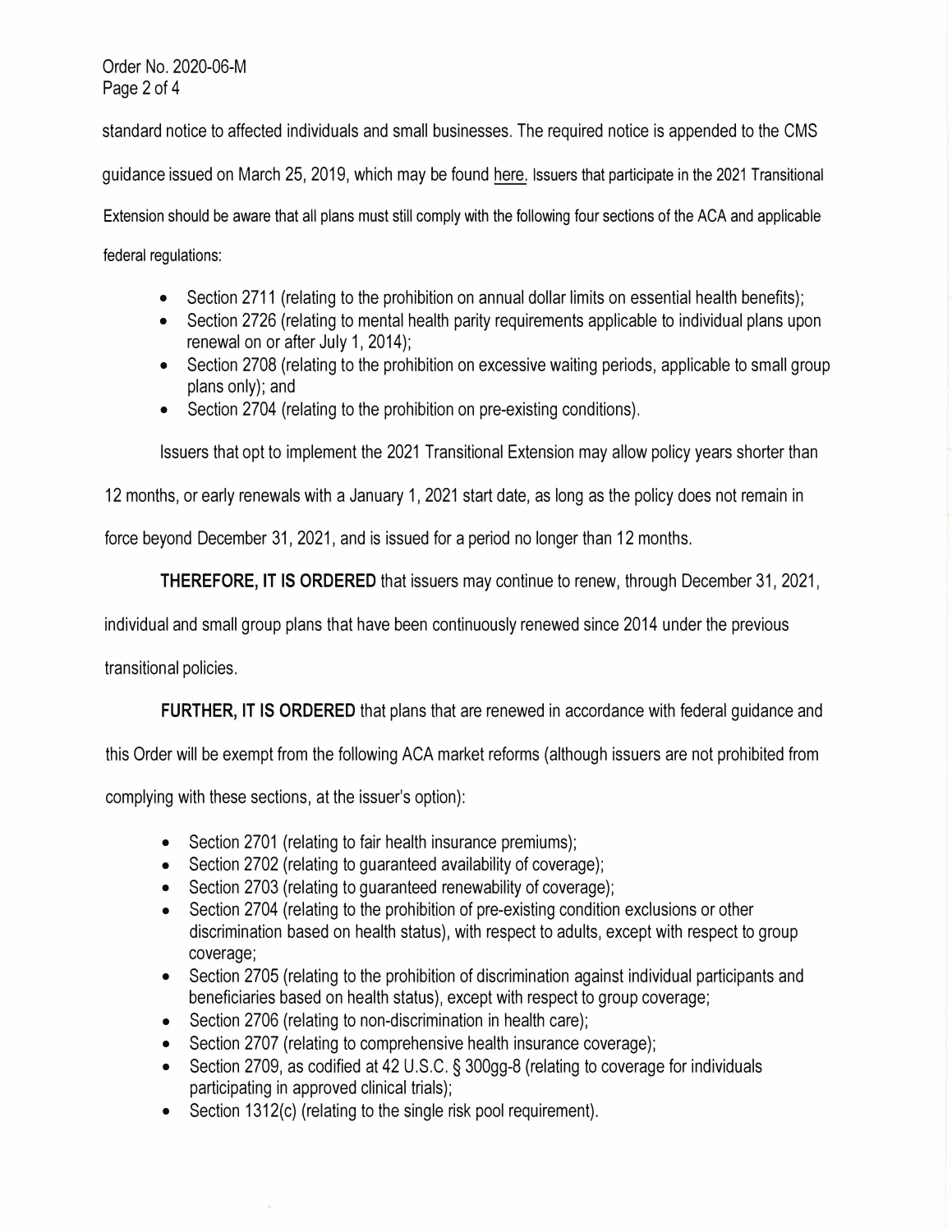standard notice to affected individuals and small businesses. The required notice is appended to the CMS guidance issued on March 25, 2019, which may be found here. Issuers that participate in the 2021 Transitional Extension should be aware that all plans must still comply with the following four sections of the ACA and applicable federal regulations:

- Section 2711 (relating to the prohibition on annual dollar limits on essential health benefits);
- Section 2726 (relating to mental health parity requirements applicable to individual plans upon renewal on or after July 1, 2014);
- Section 2708 (relating to the prohibition on excessive waiting periods, applicable to small group plans only); and
- Section 2704 (relating to the prohibition on pre-existing conditions).

Issuers that opt to implement the 2021 Transitional Extension may allow policy years shorter than 12 months, or early renewals with a January 1, 2021 start date, as long as the policy does not remain in force beyond December 31, 2021, and is issued for a period no longer than 12 months.

**THEREFORE, IT IS ORDERED** that issuers may continue to renew, through December 31, 2021, individual and small group plans that have been continuously renewed since 2014 under the previous transitional policies.

**FURTHER, IT IS ORDERED** that plans that are renewed in accordance with federal guidance and this Order will be exempt from the following ACA market reforms (although issuers are not prohibited from complying with these sections, at the issuer's option):

- Section 2701 (relating to fair health insurance premiums);
- Section 2702 (relating to guaranteed availability of coverage);
- Section 2703 (relating to guaranteed renewability of coverage);
- Section 2704 (relating to the prohibition of pre-existing condition exclusions or other discrimination based on health status), with respect to adults, except with respect to group coverage;
- Section 2705 (relating to the prohibition of discrimination against individual participants and beneficiaries based on health status), except with respect to group coverage;
- Section 2706 (relating to non-discrimination in health care);
- Section 2707 (relating to comprehensive health insurance coverage);
- Section 2709, as codified at 42 U.S.C. § 300gg-8 (relating to coverage for individuals participating in approved clinical trials);
- Section 1312(c) (relating to the single risk pool requirement).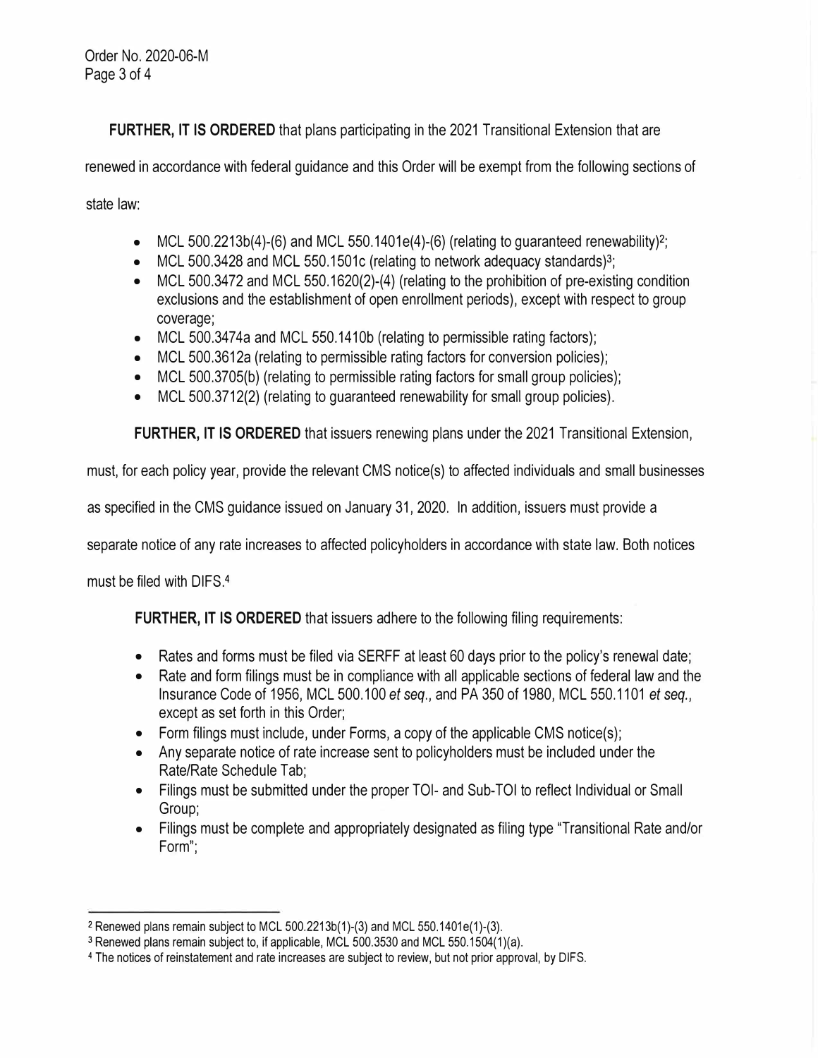**FURTHER, IT IS ORDERED** that plans participating in the 2021 Transitional Extension that are renewed in accordance with federal guidance and this Order will be exempt from the following sections of state law:

- MCL 500.2213b(4)-(6) and MCL 550.1401e(4)-(6) (relating to guaranteed renewability)[2];
- MCL 500.3428 and MCL 550.1501c (relating to network adequacy standards)[3];
- MCL 500.3472 and MCL 550.1620(2)-(4) (relating to the prohibition of pre-existing condition exclusions and the establishment of open enrollment periods), except with respect to group coverage;
- MCL 500.3474a and MCL 550.1410b (relating to permissible rating factors);
- MCL 500.3612a (relating to permissible rating factors for conversion policies);
- MCL 500.3705(b) (relating to permissible rating factors for small group policies);
- MCL 500.3712(2) (relating to guaranteed renewability for small group policies).

**FURTHER, IT IS ORDERED** that issuers renewing plans under the 2021 Transitional Extension, must, for each policy year, provide the relevant CMS notice(s) to affected individuals and small businesses as specified in the CMS guidance issued on January 31, 2020. In addition, issuers must provide a separate notice of any rate increases to affected policyholders in accordance with state law. Both notices must be filed with DIFS.[4]

**FURTHER, IT IS ORDERED** that issuers adhere to the following filing requirements:

- Rates and forms must be filed via SERFF at least 60 days prior to the policy's renewal date;
- Rate and form filings must be in compliance with all applicable sections of federal law and the Insurance Code of 1956, MCL 500.100 *et seq.*, and PA 350 of 1980, MCL 550.1101 *et seq.*, except as set forth in this Order;
- Form filings must include, under Forms, a copy of the applicable CMS notice(s);
- Any separate notice of rate increase sent to policyholders must be included under the Rate/Rate Schedule Tab;
- Filings must be submitted under the proper TOI- and Sub-TOI to reflect Individual or Small Group;
- Filings must be complete and appropriately designated as filing type "Transitional Rate and/or Form";

---

[2] Renewed plans remain subject to MCL 500.2213b(1)-(3) and MCL 550.1401e(1)-(3).

[3] Renewed plans remain subject to, if applicable, MCL 500.3530 and MCL 550.1504(1)(a).

[4] The notices of reinstatement and rate increases are subject to review, but not prior approval, by DIFS.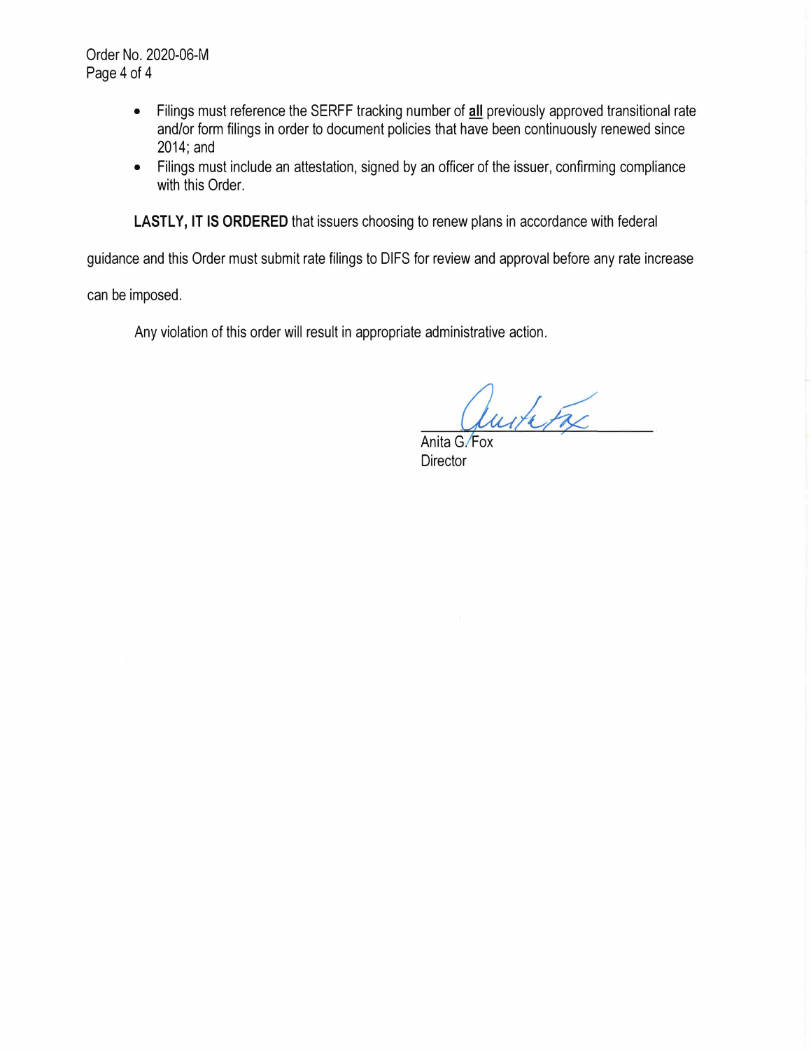- Filings must reference the SERFF tracking number of **all** previously approved transitional rate and/or form filings in order to document policies that have been continuously renewed since 2014; and
- Filings must include an attestation, signed by an officer of the issuer, confirming compliance with this Order.

**LASTLY, IT IS ORDERED** that issuers choosing to renew plans in accordance with federal guidance and this Order must submit rate filings to DIFS for review and approval before any rate increase can be imposed.

Any violation of this order will result in appropriate administrative action.

Anita G. Fox
Director